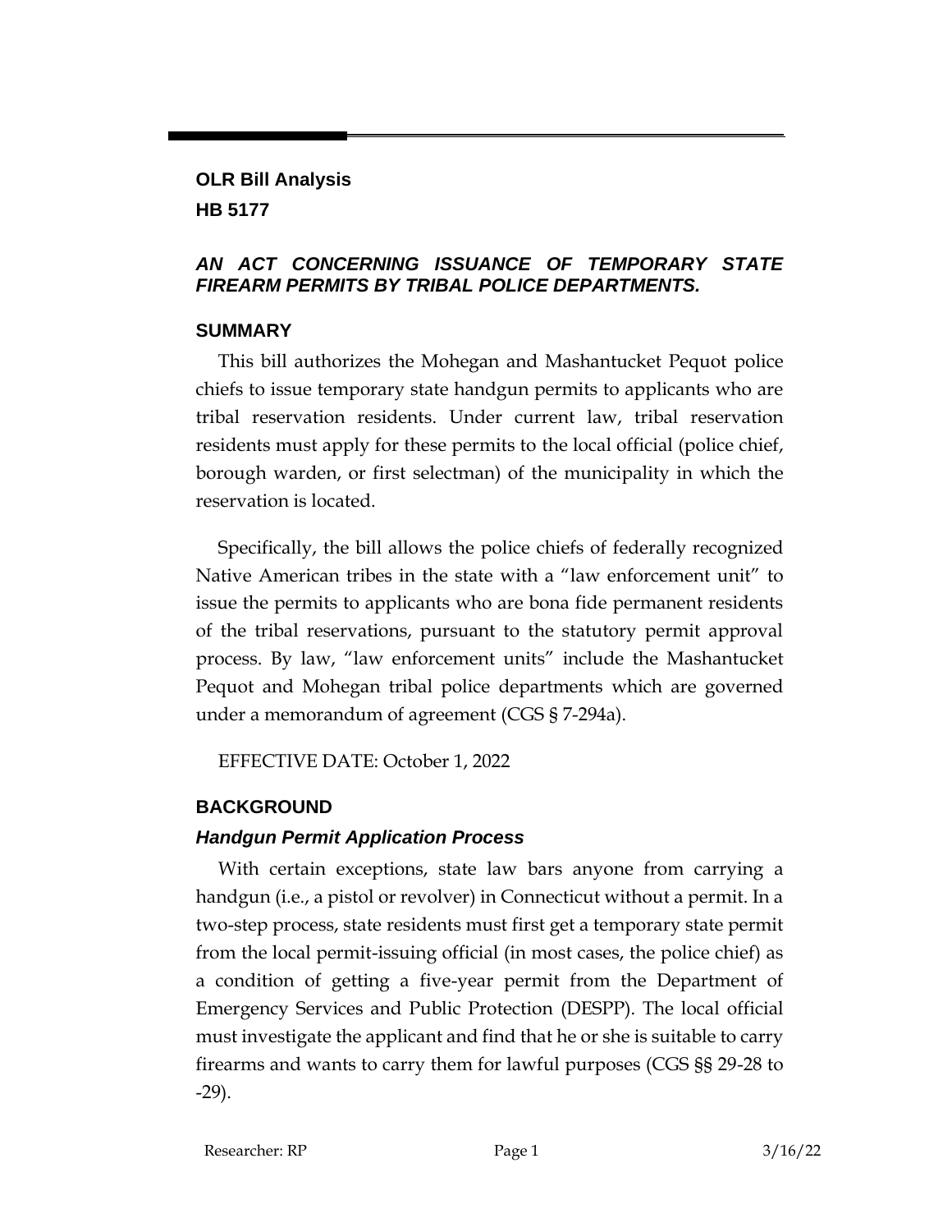## OLR Bill Analysis

## HB 5177

### *AN ACT CONCERNING ISSUANCE OF TEMPORARY STATE FIREARM PERMITS BY TRIBAL POLICE DEPARTMENTS.*

### SUMMARY

This bill authorizes the Mohegan and Mashantucket Pequot police chiefs to issue temporary state handgun permits to applicants who are tribal reservation residents. Under current law, tribal reservation residents must apply for these permits to the local official (police chief, borough warden, or first selectman) of the municipality in which the reservation is located.

Specifically, the bill allows the police chiefs of federally recognized Native American tribes in the state with a "law enforcement unit" to issue the permits to applicants who are bona fide permanent residents of the tribal reservations, pursuant to the statutory permit approval process. By law, "law enforcement units" include the Mashantucket Pequot and Mohegan tribal police departments which are governed under a memorandum of agreement (CGS § 7-294a).

EFFECTIVE DATE: October 1, 2022

### BACKGROUND

#### *Handgun Permit Application Process*

With certain exceptions, state law bars anyone from carrying a handgun (i.e., a pistol or revolver) in Connecticut without a permit. In a two-step process, state residents must first get a temporary state permit from the local permit-issuing official (in most cases, the police chief) as a condition of getting a five-year permit from the Department of Emergency Services and Public Protection (DESPP). The local official must investigate the applicant and find that he or she is suitable to carry firearms and wants to carry them for lawful purposes (CGS §§ 29-28 to -29).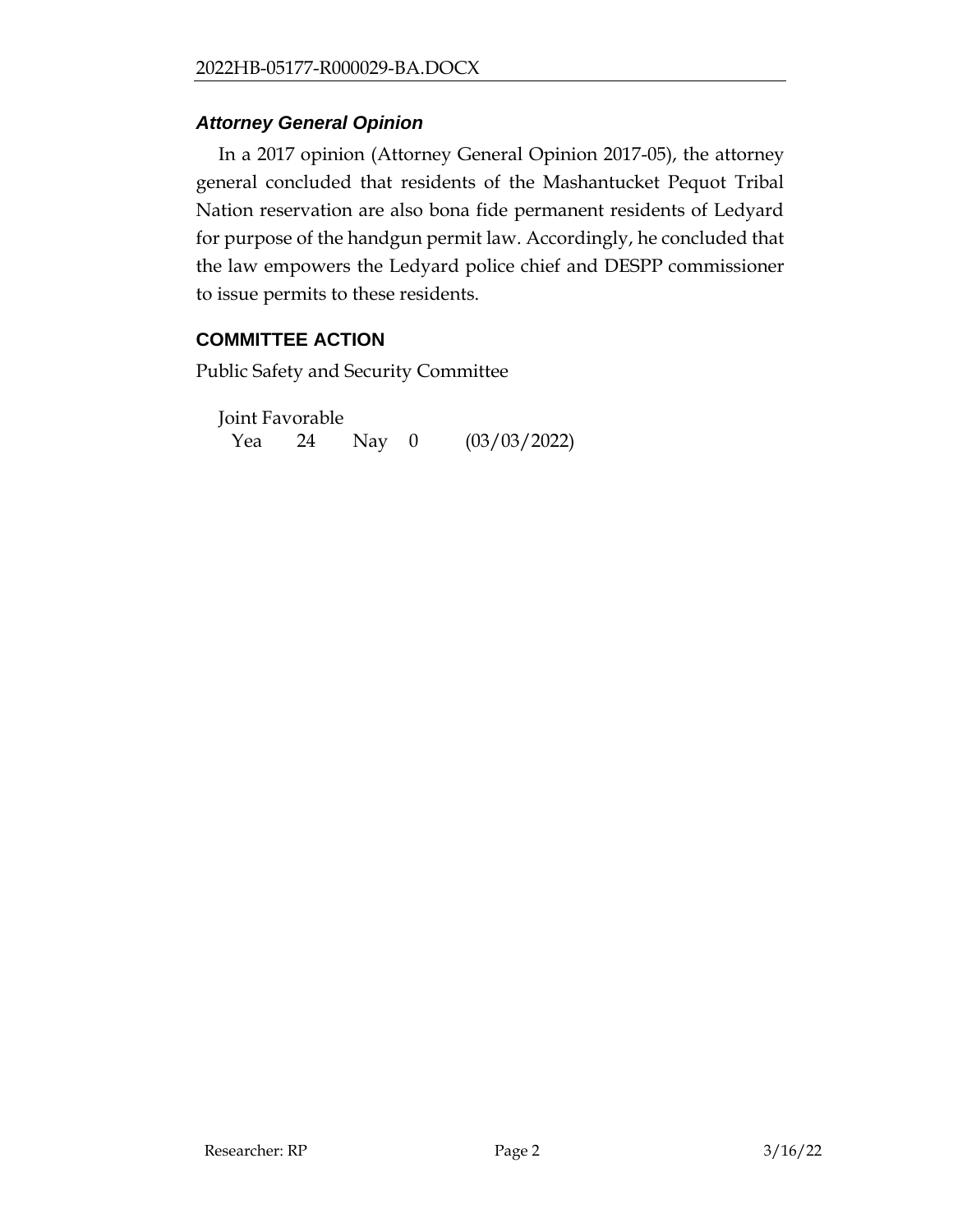### *Attorney General Opinion*

In a 2017 opinion (Attorney General Opinion 2017-05), the attorney general concluded that residents of the Mashantucket Pequot Tribal Nation reservation are also bona fide permanent residents of Ledyard for purpose of the handgun permit law. Accordingly, he concluded that the law empowers the Ledyard police chief and DESPP commissioner to issue permits to these residents.

## COMMITTEE ACTION

Public Safety and Security Committee

Joint Favorable
Yea 24 Nay 0 (03/03/2022)